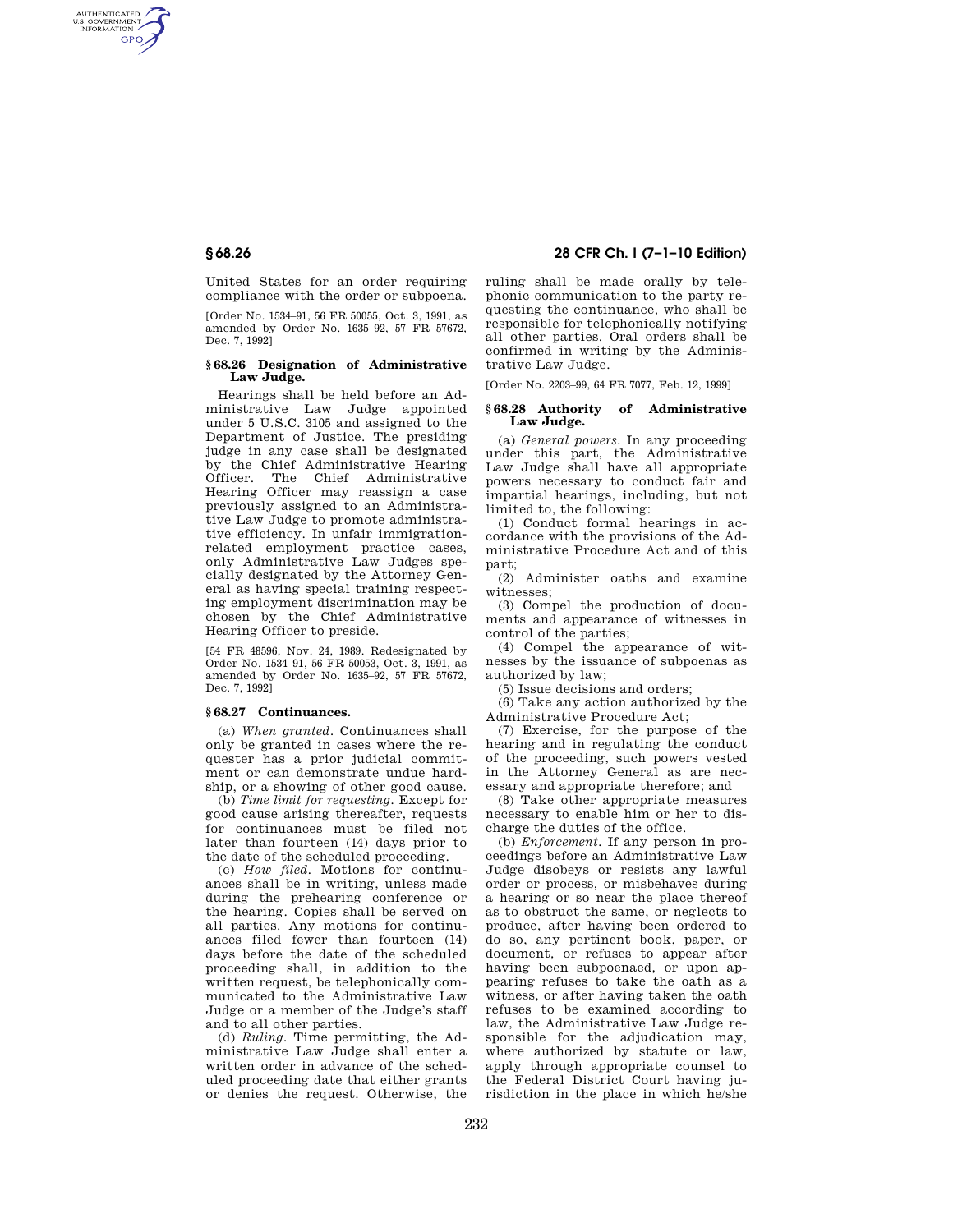United States for an order requiring compliance with the order or subpoena.

[Order No. 1534–91, 56 FR 50055, Oct. 3, 1991, as amended by Order No. 1635–92, 57 FR 57672, Dec. 7, 1992]

### § 68.26 Designation of Administrative Law Judge.

Hearings shall be held before an Administrative Law Judge appointed under 5 U.S.C. 3105 and assigned to the Department of Justice. The presiding judge in any case shall be designated by the Chief Administrative Hearing Officer. The Chief Administrative Hearing Officer may reassign a case previously assigned to an Administrative Law Judge to promote administrative efficiency. In unfair immigration-related employment practice cases, only Administrative Law Judges specially designated by the Attorney General as having special training respecting employment discrimination may be chosen by the Chief Administrative Hearing Officer to preside.

[54 FR 48596, Nov. 24, 1989. Redesignated by Order No. 1534–91, 56 FR 50053, Oct. 3, 1991, as amended by Order No. 1635–92, 57 FR 57672, Dec. 7, 1992]

### § 68.27 Continuances.

(a) *When granted.* Continuances shall only be granted in cases where the requester has a prior judicial commitment or can demonstrate undue hardship, or a showing of other good cause.

(b) *Time limit for requesting.* Except for good cause arising thereafter, requests for continuances must be filed not later than fourteen (14) days prior to the date of the scheduled proceeding.

(c) *How filed.* Motions for continuances shall be in writing, unless made during the prehearing conference or the hearing. Copies shall be served on all parties. Any motions for continuances filed fewer than fourteen (14) days before the date of the scheduled proceeding shall, in addition to the written request, be telephonically communicated to the Administrative Law Judge or a member of the Judge's staff and to all other parties.

(d) *Ruling.* Time permitting, the Administrative Law Judge shall enter a written order in advance of the scheduled proceeding date that either grants or denies the request. Otherwise, the ruling shall be made orally by telephonic communication to the party requesting the continuance, who shall be responsible for telephonically notifying all other parties. Oral orders shall be confirmed in writing by the Administrative Law Judge.

[Order No. 2203–99, 64 FR 7077, Feb. 12, 1999]

### § 68.28 Authority of Administrative Law Judge.

(a) *General powers.* In any proceeding under this part, the Administrative Law Judge shall have all appropriate powers necessary to conduct fair and impartial hearings, including, but not limited to, the following:

(1) Conduct formal hearings in accordance with the provisions of the Administrative Procedure Act and of this part;

(2) Administer oaths and examine witnesses;

(3) Compel the production of documents and appearance of witnesses in control of the parties;

(4) Compel the appearance of witnesses by the issuance of subpoenas as authorized by law;

(5) Issue decisions and orders;

(6) Take any action authorized by the Administrative Procedure Act;

(7) Exercise, for the purpose of the hearing and in regulating the conduct of the proceeding, such powers vested in the Attorney General as are necessary and appropriate therefore; and

(8) Take other appropriate measures necessary to enable him or her to discharge the duties of the office.

(b) *Enforcement.* If any person in proceedings before an Administrative Law Judge disobeys or resists any lawful order or process, or misbehaves during a hearing or so near the place thereof as to obstruct the same, or neglects to produce, after having been ordered to do so, any pertinent book, paper, or document, or refuses to appear after having been subpoenaed, or upon appearing refuses to take the oath as a witness, or after having taken the oath refuses to be examined according to law, the Administrative Law Judge responsible for the adjudication may, where authorized by statute or law, apply through appropriate counsel to the Federal District Court having jurisdiction in the place in which he/she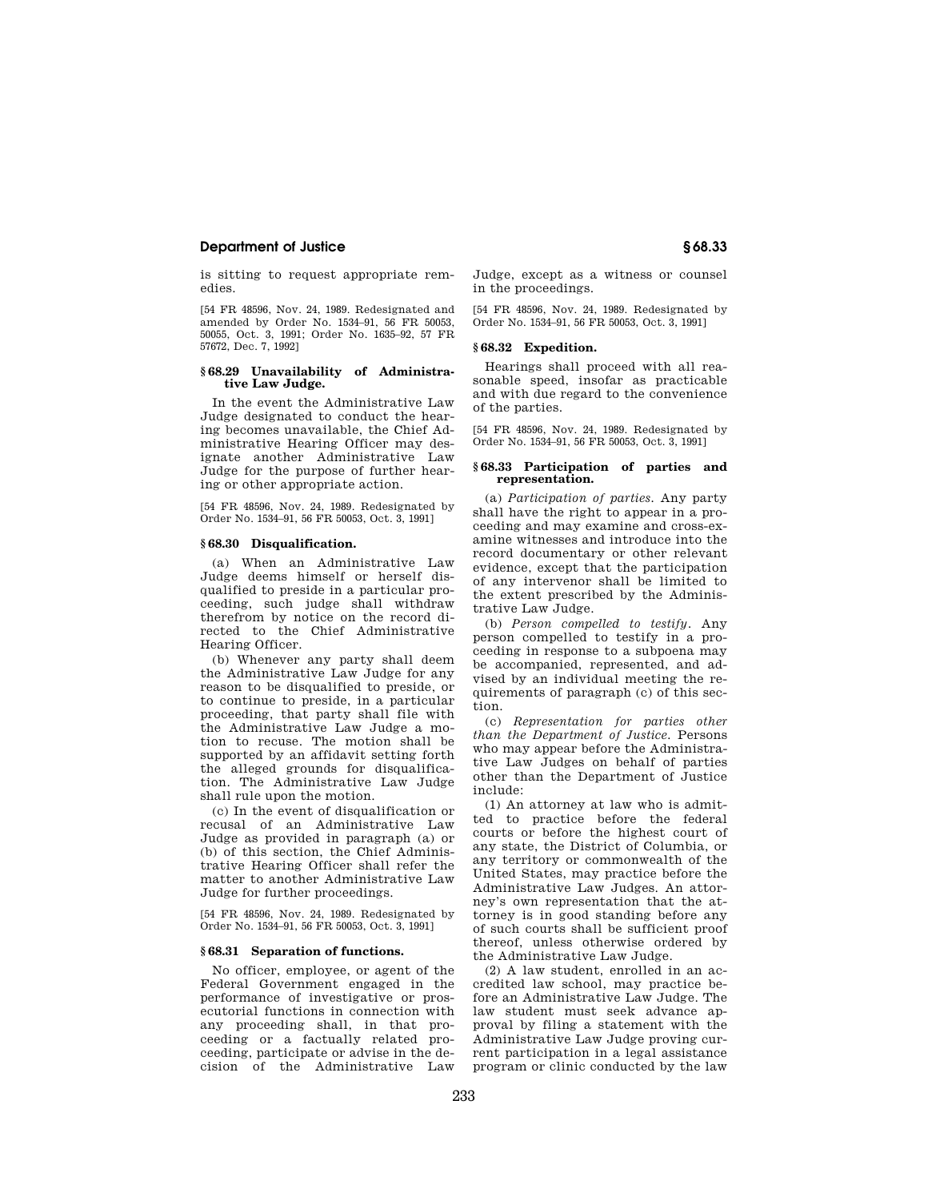is sitting to request appropriate remedies.

[54 FR 48596, Nov. 24, 1989. Redesignated and amended by Order No. 1534–91, 56 FR 50053, 50055, Oct. 3, 1991; Order No. 1635–92, 57 FR 57672, Dec. 7, 1992]

### § 68.29 Unavailability of Administrative Law Judge.

In the event the Administrative Law Judge designated to conduct the hearing becomes unavailable, the Chief Administrative Hearing Officer may designate another Administrative Law Judge for the purpose of further hearing or other appropriate action.

[54 FR 48596, Nov. 24, 1989. Redesignated by Order No. 1534–91, 56 FR 50053, Oct. 3, 1991]

### § 68.30 Disqualification.

(a) When an Administrative Law Judge deems himself or herself disqualified to preside in a particular proceeding, such judge shall withdraw therefrom by notice on the record directed to the Chief Administrative Hearing Officer.

(b) Whenever any party shall deem the Administrative Law Judge for any reason to be disqualified to preside, or to continue to preside, in a particular proceeding, that party shall file with the Administrative Law Judge a motion to recuse. The motion shall be supported by an affidavit setting forth the alleged grounds for disqualification. The Administrative Law Judge shall rule upon the motion.

(c) In the event of disqualification or recusal of an Administrative Law Judge as provided in paragraph (a) or (b) of this section, the Chief Administrative Hearing Officer shall refer the matter to another Administrative Law Judge for further proceedings.

[54 FR 48596, Nov. 24, 1989. Redesignated by Order No. 1534–91, 56 FR 50053, Oct. 3, 1991]

### § 68.31 Separation of functions.

No officer, employee, or agent of the Federal Government engaged in the performance of investigative or prosecutorial functions in connection with any proceeding shall, in that proceeding or a factually related proceeding, participate or advise in the decision of the Administrative Law Judge, except as a witness or counsel in the proceedings.

[54 FR 48596, Nov. 24, 1989. Redesignated by Order No. 1534–91, 56 FR 50053, Oct. 3, 1991]

### § 68.32 Expedition.

Hearings shall proceed with all reasonable speed, insofar as practicable and with due regard to the convenience of the parties.

[54 FR 48596, Nov. 24, 1989. Redesignated by Order No. 1534–91, 56 FR 50053, Oct. 3, 1991]

### § 68.33 Participation of parties and representation.

(a) *Participation of parties.* Any party shall have the right to appear in a proceeding and may examine and cross-examine witnesses and introduce into the record documentary or other relevant evidence, except that the participation of any intervenor shall be limited to the extent prescribed by the Administrative Law Judge.

(b) *Person compelled to testify.* Any person compelled to testify in a proceeding in response to a subpoena may be accompanied, represented, and advised by an individual meeting the requirements of paragraph (c) of this section.

(c) *Representation for parties other than the Department of Justice.* Persons who may appear before the Administrative Law Judges on behalf of parties other than the Department of Justice include:

(1) An attorney at law who is admitted to practice before the federal courts or before the highest court of any state, the District of Columbia, or any territory or commonwealth of the United States, may practice before the Administrative Law Judges. An attorney's own representation that the attorney is in good standing before any of such courts shall be sufficient proof thereof, unless otherwise ordered by the Administrative Law Judge.

(2) A law student, enrolled in an accredited law school, may practice before an Administrative Law Judge. The law student must seek advance approval by filing a statement with the Administrative Law Judge proving current participation in a legal assistance program or clinic conducted by the law